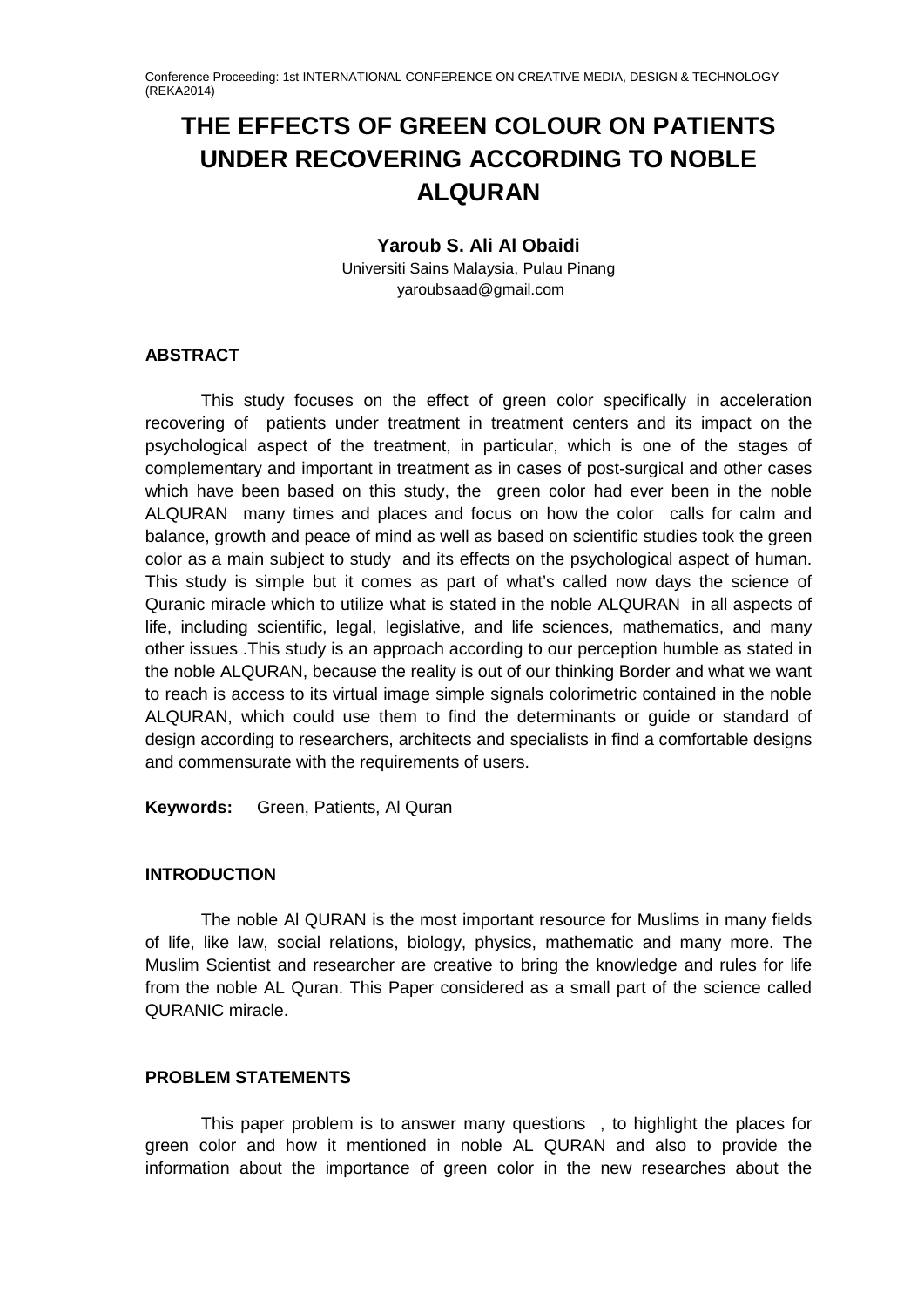# THE EFFECTS OF GREEN COLOUR ON PATIENTS UNDER RECOVERING ACCORDING TO NOBLE ALQURAN

**Yaroub S. Ali Al Obaidi**
Universiti Sains Malaysia, Pulau Pinang
yaroubsaad@gmail.com

### ABSTRACT

This study focuses on the effect of green color specifically in acceleration recovering of patients under treatment in treatment centers and its impact on the psychological aspect of the treatment, in particular, which is one of the stages of complementary and important in treatment as in cases of post-surgical and other cases which have been based on this study, the green color had ever been in the noble ALQURAN many times and places and focus on how the color calls for calm and balance, growth and peace of mind as well as based on scientific studies took the green color as a main subject to study and its effects on the psychological aspect of human. This study is simple but it comes as part of what's called now days the science of Quranic miracle which to utilize what is stated in the noble ALQURAN in all aspects of life, including scientific, legal, legislative, and life sciences, mathematics, and many other issues .This study is an approach according to our perception humble as stated in the noble ALQURAN, because the reality is out of our thinking Border and what we want to reach is access to its virtual image simple signals colorimetric contained in the noble ALQURAN, which could use them to find the determinants or guide or standard of design according to researchers, architects and specialists in find a comfortable designs and commensurate with the requirements of users.

**Keywords:** Green, Patients, Al Quran

### INTRODUCTION

The noble Al QURAN is the most important resource for Muslims in many fields of life, like law, social relations, biology, physics, mathematic and many more. The Muslim Scientist and researcher are creative to bring the knowledge and rules for life from the noble AL Quran. This Paper considered as a small part of the science called QURANIC miracle.

### PROBLEM STATEMENTS

This paper problem is to answer many questions , to highlight the places for green color and how it mentioned in noble AL QURAN and also to provide the information about the importance of green color in the new researches about the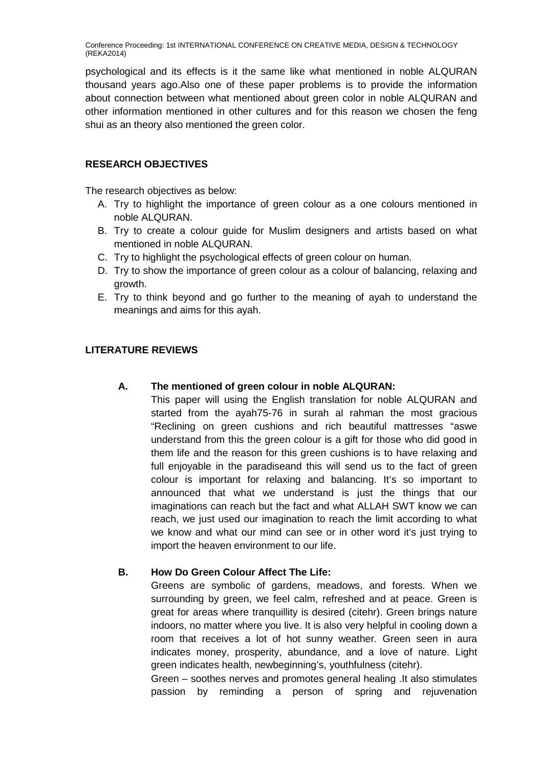psychological and its effects is it the same like what mentioned in noble ALQURAN thousand years ago.Also one of these paper problems is to provide the information about connection between what mentioned about green color in noble ALQURAN and other information mentioned in other cultures and for this reason we chosen the feng shui as an theory also mentioned the green color.

## RESEARCH OBJECTIVES

The research objectives as below:

A. Try to highlight the importance of green colour as a one colours mentioned in noble ALQURAN.
B. Try to create a colour guide for Muslim designers and artists based on what mentioned in noble ALQURAN.
C. Try to highlight the psychological effects of green colour on human.
D. Try to show the importance of green colour as a colour of balancing, relaxing and growth.
E. Try to think beyond and go further to the meaning of ayah to understand the meanings and aims for this ayah.

## LITERATURE REVIEWS

### A. The mentioned of green colour in noble ALQURAN:

This paper will using the English translation for noble ALQURAN and started from the ayah75-76 in surah al rahman the most gracious "Reclining on green cushions and rich beautiful mattresses "aswe understand from this the green colour is a gift for those who did good in them life and the reason for this green cushions is to have relaxing and full enjoyable in the paradiseand this will send us to the fact of green colour is important for relaxing and balancing. It's so important to announced that what we understand is just the things that our imaginations can reach but the fact and what ALLAH SWT know we can reach, we just used our imagination to reach the limit according to what we know and what our mind can see or in other word it's just trying to import the heaven environment to our life.

### B. How Do Green Colour Affect The Life:

Greens are symbolic of gardens, meadows, and forests. When we surrounding by green, we feel calm, refreshed and at peace. Green is great for areas where tranquillity is desired (citehr). Green brings nature indoors, no matter where you live. It is also very helpful in cooling down a room that receives a lot of hot sunny weather. Green seen in aura indicates money, prosperity, abundance, and a love of nature. Light green indicates health, newbeginning's, youthfulness (citehr).

Green – soothes nerves and promotes general healing .It also stimulates passion by reminding a person of spring and rejuvenation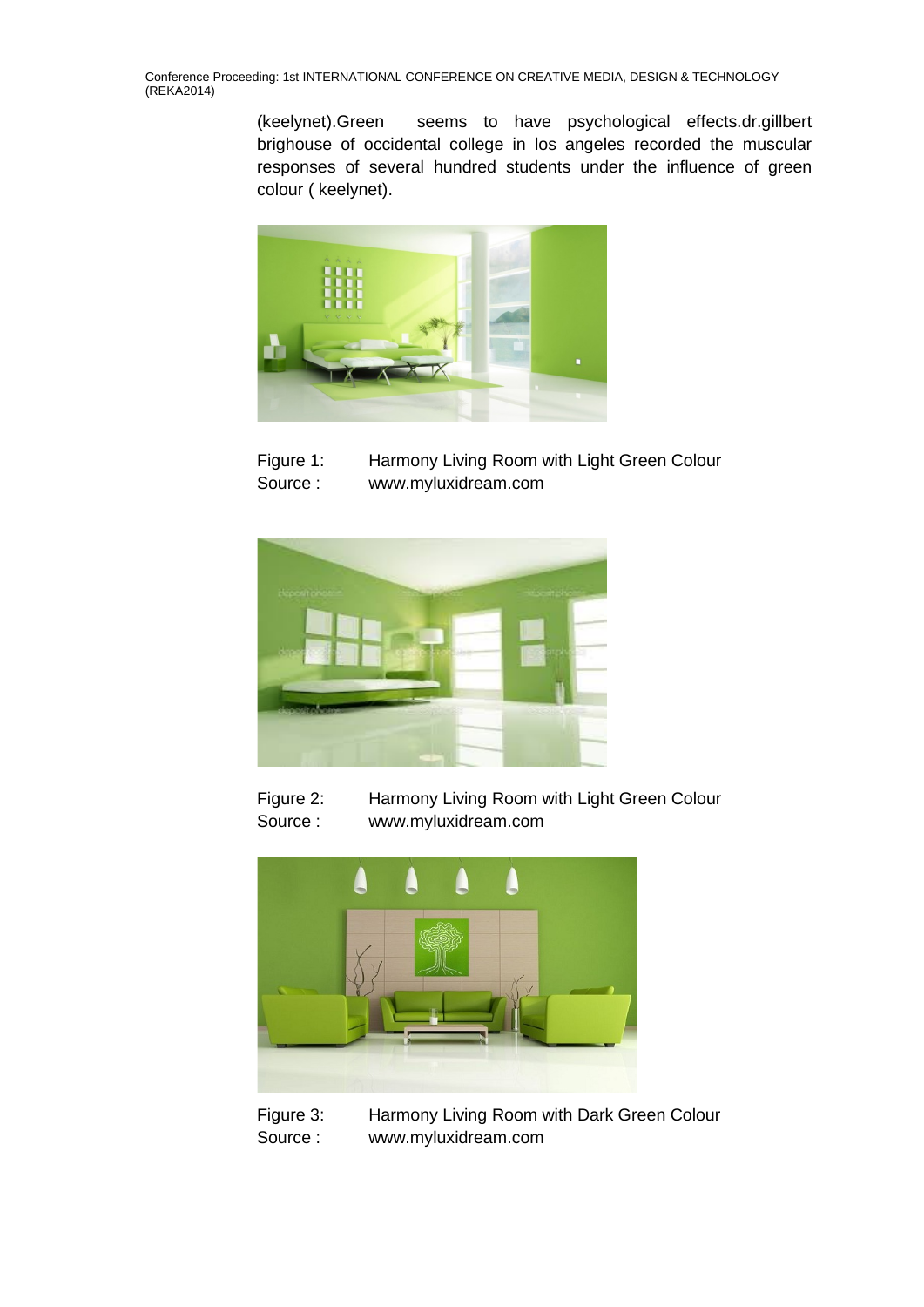(keelynet).Green seems to have psychological effects.dr.gillbert brighouse of occidental college in los angeles recorded the muscular responses of several hundred students under the influence of green colour ( keelynet).

Figure 1: Harmony Living Room with Light Green Colour
Source : www.myluxidream.com

Figure 2: Harmony Living Room with Light Green Colour
Source : www.myluxidream.com

Figure 3: Harmony Living Room with Dark Green Colour
Source : www.myluxidream.com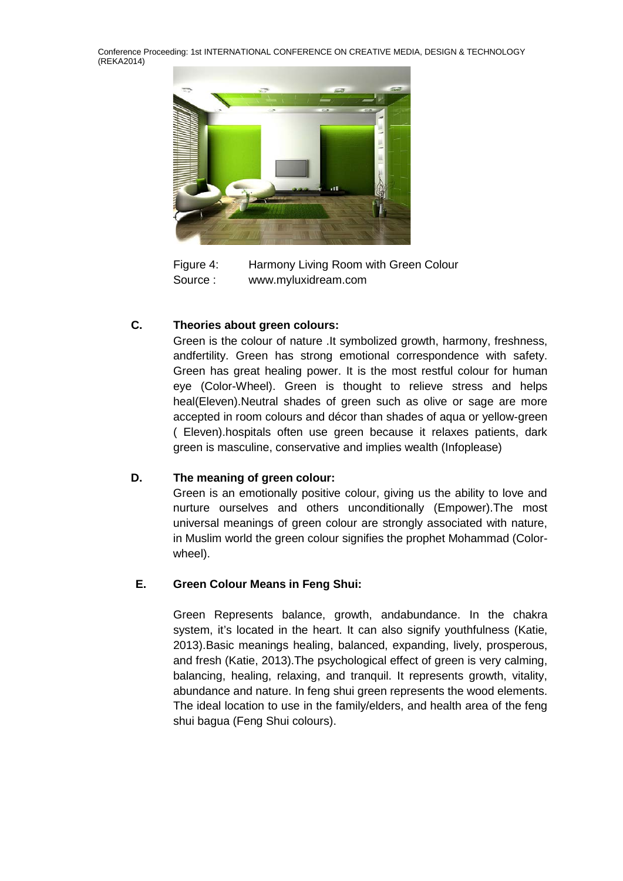Figure 4: Harmony Living Room with Green Colour
Source : www.myluxidream.com

### C. Theories about green colours:

Green is the colour of nature .It symbolized growth, harmony, freshness, andfertility. Green has strong emotional correspondence with safety. Green has great healing power. It is the most restful colour for human eye (Color-Wheel). Green is thought to relieve stress and helps heal(Eleven).Neutral shades of green such as olive or sage are more accepted in room colours and décor than shades of aqua or yellow-green ( Eleven).hospitals often use green because it relaxes patients, dark green is masculine, conservative and implies wealth (Infoplease)

### D. The meaning of green colour:

Green is an emotionally positive colour, giving us the ability to love and nurture ourselves and others unconditionally (Empower).The most universal meanings of green colour are strongly associated with nature, in Muslim world the green colour signifies the prophet Mohammad (Color-wheel).

### E. Green Colour Means in Feng Shui:

Green Represents balance, growth, andabundance. In the chakra system, it's located in the heart. It can also signify youthfulness (Katie, 2013).Basic meanings healing, balanced, expanding, lively, prosperous, and fresh (Katie, 2013).The psychological effect of green is very calming, balancing, healing, relaxing, and tranquil. It represents growth, vitality, abundance and nature. In feng shui green represents the wood elements. The ideal location to use in the family/elders, and health area of the feng shui bagua (Feng Shui colours).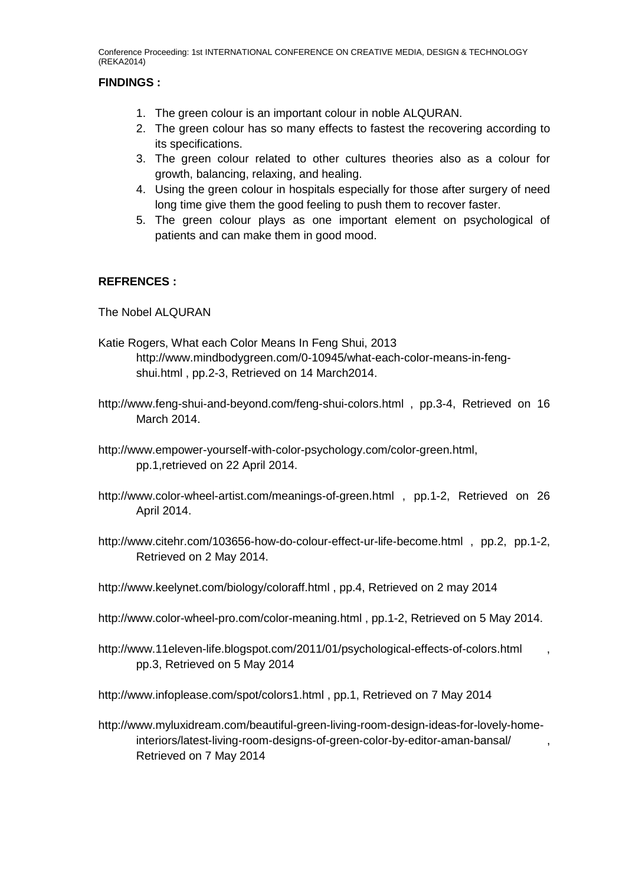**FINDINGS :**

1. The green colour is an important colour in noble ALQURAN.
2. The green colour has so many effects to fastest the recovering according to its specifications.
3. The green colour related to other cultures theories also as a colour for growth, balancing, relaxing, and healing.
4. Using the green colour in hospitals especially for those after surgery of need long time give them the good feeling to push them to recover faster.
5. The green colour plays as one important element on psychological of patients and can make them in good mood.

**REFRENCES :**

The Nobel ALQURAN

Katie Rogers, What each Color Means In Feng Shui, 2013 http://www.mindbodygreen.com/0-10945/what-each-color-means-in-feng-shui.html , pp.2-3, Retrieved on 14 March2014.

http://www.feng-shui-and-beyond.com/feng-shui-colors.html , pp.3-4, Retrieved on 16 March 2014.

http://www.empower-yourself-with-color-psychology.com/color-green.html, pp.1,retrieved on 22 April 2014.

http://www.color-wheel-artist.com/meanings-of-green.html , pp.1-2, Retrieved on 26 April 2014.

http://www.citehr.com/103656-how-do-colour-effect-ur-life-become.html , pp.2, pp.1-2, Retrieved on 2 May 2014.

http://www.keelynet.com/biology/coloraff.html , pp.4, Retrieved on 2 may 2014

http://www.color-wheel-pro.com/color-meaning.html , pp.1-2, Retrieved on 5 May 2014.

http://www.11eleven-life.blogspot.com/2011/01/psychological-effects-of-colors.html , pp.3, Retrieved on 5 May 2014

http://www.infoplease.com/spot/colors1.html , pp.1, Retrieved on 7 May 2014

http://www.myluxidream.com/beautiful-green-living-room-design-ideas-for-lovely-home-interiors/latest-living-room-designs-of-green-color-by-editor-aman-bansal/ , Retrieved on 7 May 2014